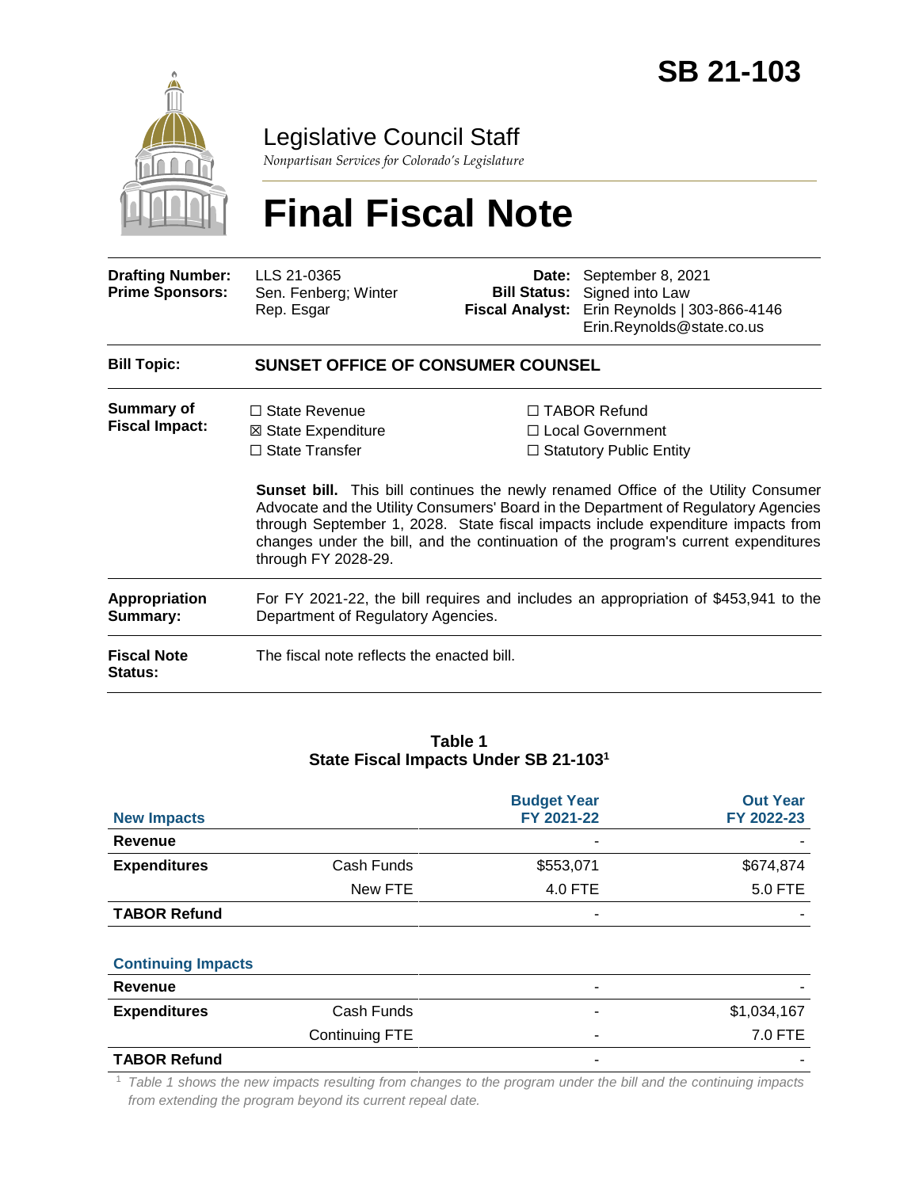# SB 21-103

## Legislative Council Staff

*Nonpartisan Services for Colorado's Legislature*

# Final Fiscal Note

| | | | |
|---|---|---|---|
| **Drafting Number:** | LLS 21-0365 | **Date:** | September 8, 2021 |
| **Prime Sponsors:** | Sen. Fenberg; Winter<br>Rep. Esgar | **Bill Status:** | Signed into Law |
| | | **Fiscal Analyst:** | Erin Reynolds \| 303-866-4146<br>Erin.Reynolds@state.co.us |

| | |
|---|---|
| **Bill Topic:** | **SUNSET OFFICE OF CONSUMER COUNSEL** |

**Summary of Fiscal Impact:**

☐ State Revenue
☒ State Expenditure
☐ State Transfer
☐ TABOR Refund
☐ Local Government
☐ Statutory Public Entity

**Sunset bill.** This bill continues the newly renamed Office of the Utility Consumer Advocate and the Utility Consumers' Board in the Department of Regulatory Agencies through September 1, 2028. State fiscal impacts include expenditure impacts from changes under the bill, and the continuation of the program's current expenditures through FY 2028-29.

**Appropriation Summary:** For FY 2021-22, the bill requires and includes an appropriation of $453,941 to the Department of Regulatory Agencies.

**Fiscal Note Status:** The fiscal note reflects the enacted bill.

**Table 1**
**State Fiscal Impacts Under SB 21-103[1]**

| **New Impacts** | | **Budget Year FY 2021-22** | **Out Year FY 2022-23** |
|---|---|---|---|
| **Revenue** | | - | - |
| **Expenditures** | Cash Funds | $553,071 | $674,874 |
| | New FTE | 4.0 FTE | 5.0 FTE |
| **TABOR Refund** | | - | - |
| **Continuing Impacts** | | | |
| **Revenue** | | - | - |
| **Expenditures** | Cash Funds | - | $1,034,167 |
| | Continuing FTE | - | 7.0 FTE |
| **TABOR Refund** | | - | - |

[1] *Table 1 shows the new impacts resulting from changes to the program under the bill and the continuing impacts from extending the program beyond its current repeal date.*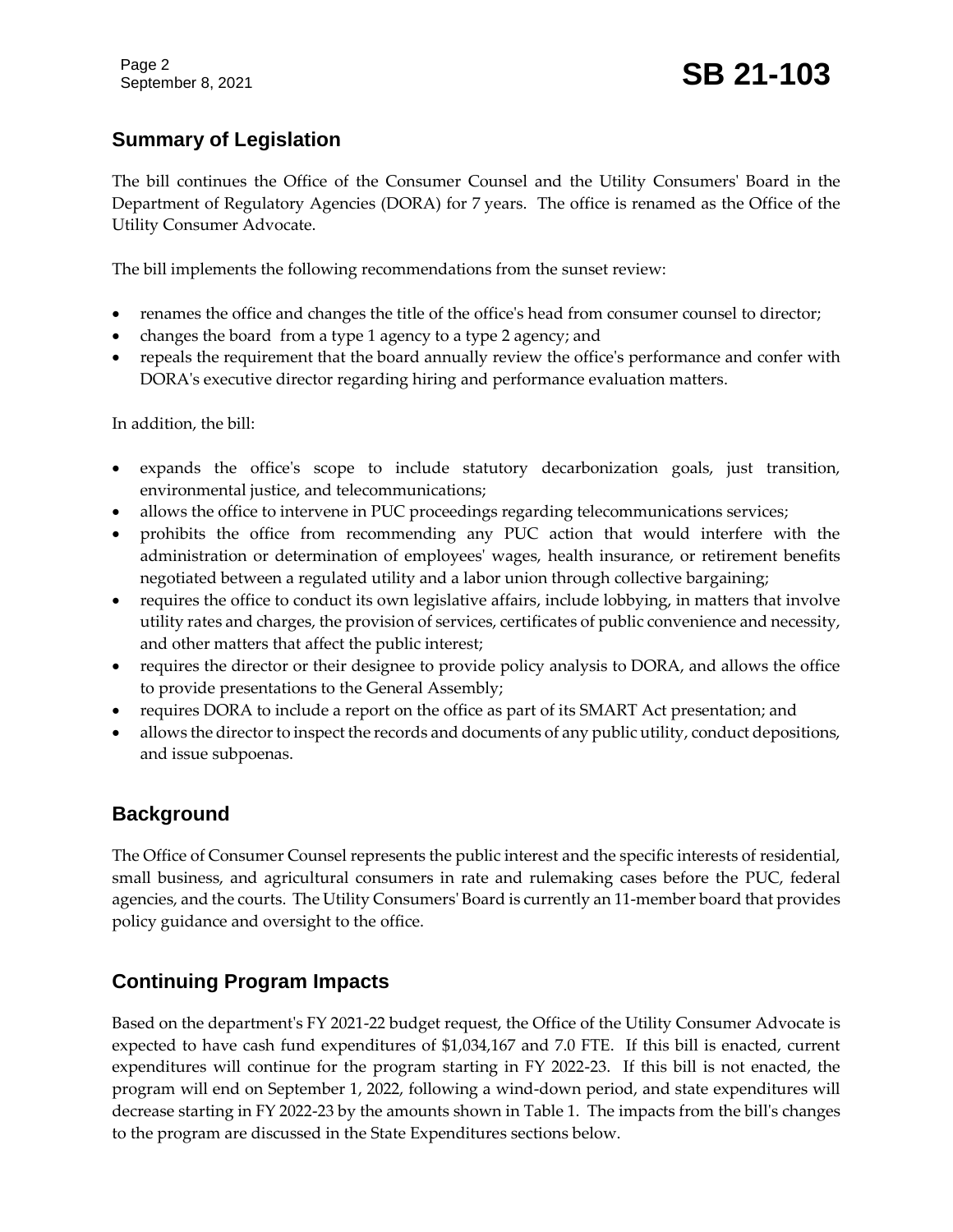## Summary of Legislation

The bill continues the Office of the Consumer Counsel and the Utility Consumers' Board in the Department of Regulatory Agencies (DORA) for 7 years. The office is renamed as the Office of the Utility Consumer Advocate.

The bill implements the following recommendations from the sunset review:

- renames the office and changes the title of the office's head from consumer counsel to director;
- changes the board from a type 1 agency to a type 2 agency; and
- repeals the requirement that the board annually review the office's performance and confer with DORA's executive director regarding hiring and performance evaluation matters.

In addition, the bill:

- expands the office's scope to include statutory decarbonization goals, just transition, environmental justice, and telecommunications;
- allows the office to intervene in PUC proceedings regarding telecommunications services;
- prohibits the office from recommending any PUC action that would interfere with the administration or determination of employees' wages, health insurance, or retirement benefits negotiated between a regulated utility and a labor union through collective bargaining;
- requires the office to conduct its own legislative affairs, include lobbying, in matters that involve utility rates and charges, the provision of services, certificates of public convenience and necessity, and other matters that affect the public interest;
- requires the director or their designee to provide policy analysis to DORA, and allows the office to provide presentations to the General Assembly;
- requires DORA to include a report on the office as part of its SMART Act presentation; and
- allows the director to inspect the records and documents of any public utility, conduct depositions, and issue subpoenas.

## Background

The Office of Consumer Counsel represents the public interest and the specific interests of residential, small business, and agricultural consumers in rate and rulemaking cases before the PUC, federal agencies, and the courts. The Utility Consumers' Board is currently an 11-member board that provides policy guidance and oversight to the office.

## Continuing Program Impacts

Based on the department's FY 2021-22 budget request, the Office of the Utility Consumer Advocate is expected to have cash fund expenditures of $1,034,167 and 7.0 FTE. If this bill is enacted, current expenditures will continue for the program starting in FY 2022-23. If this bill is not enacted, the program will end on September 1, 2022, following a wind-down period, and state expenditures will decrease starting in FY 2022-23 by the amounts shown in Table 1. The impacts from the bill's changes to the program are discussed in the State Expenditures sections below.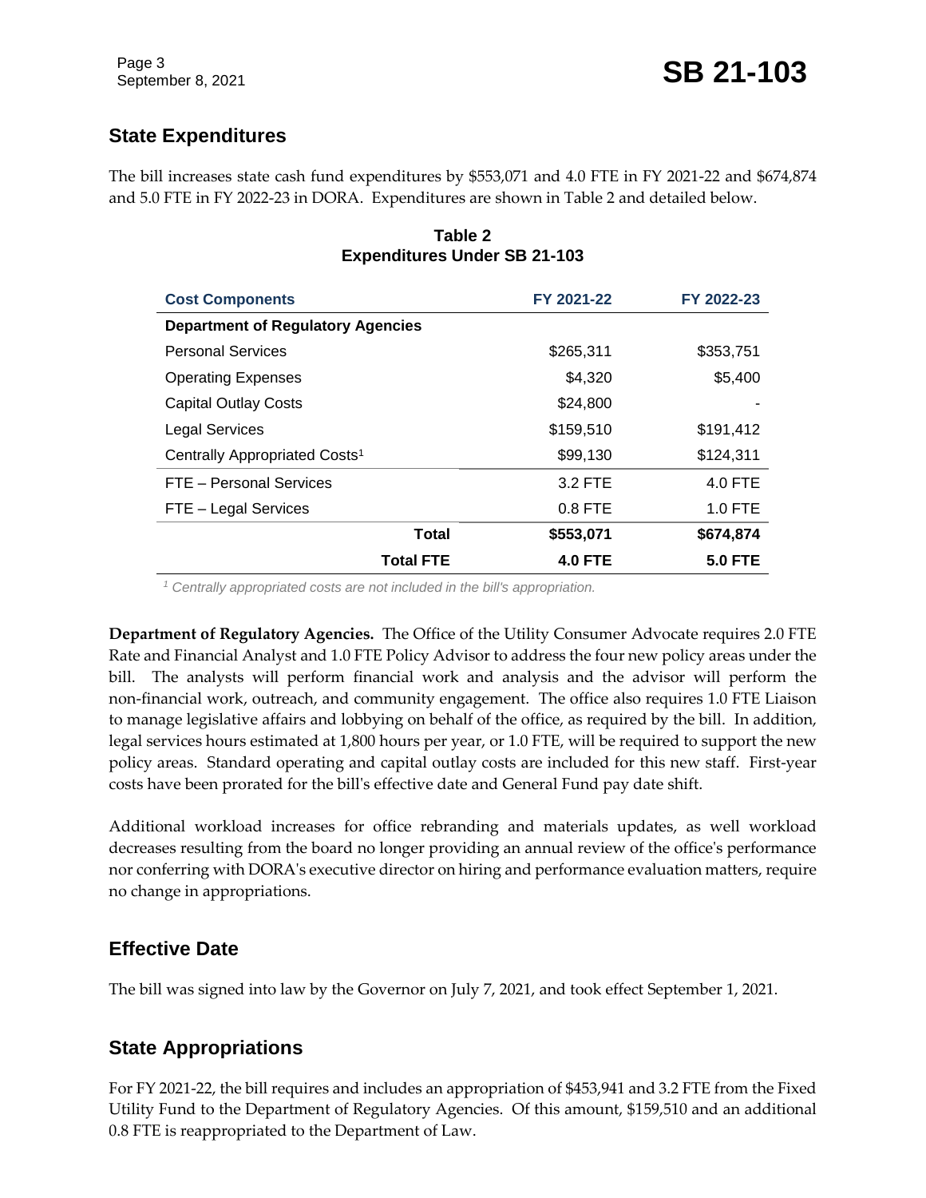## State Expenditures

The bill increases state cash fund expenditures by $553,071 and 4.0 FTE in FY 2021-22 and $674,874 and 5.0 FTE in FY 2022-23 in DORA. Expenditures are shown in Table 2 and detailed below.

**Table 2**
**Expenditures Under SB 21-103**

| Cost Components | FY 2021-22 | FY 2022-23 |
|---|---|---|
| **Department of Regulatory Agencies** | | |
| Personal Services | $265,311 | $353,751 |
| Operating Expenses | $4,320 | $5,400 |
| Capital Outlay Costs | $24,800 | - |
| Legal Services | $159,510 | $191,412 |
| Centrally Appropriated Costs[1] | $99,130 | $124,311 |
| FTE – Personal Services | 3.2 FTE | 4.0 FTE |
| FTE – Legal Services | 0.8 FTE | 1.0 FTE |
| **Total** | **$553,071** | **$674,874** |
| **Total FTE** | **4.0 FTE** | **5.0 FTE** |

*[1] Centrally appropriated costs are not included in the bill's appropriation.*

**Department of Regulatory Agencies.** The Office of the Utility Consumer Advocate requires 2.0 FTE Rate and Financial Analyst and 1.0 FTE Policy Advisor to address the four new policy areas under the bill. The analysts will perform financial work and analysis and the advisor will perform the non-financial work, outreach, and community engagement. The office also requires 1.0 FTE Liaison to manage legislative affairs and lobbying on behalf of the office, as required by the bill. In addition, legal services hours estimated at 1,800 hours per year, or 1.0 FTE, will be required to support the new policy areas. Standard operating and capital outlay costs are included for this new staff. First-year costs have been prorated for the bill's effective date and General Fund pay date shift.

Additional workload increases for office rebranding and materials updates, as well workload decreases resulting from the board no longer providing an annual review of the office's performance nor conferring with DORA's executive director on hiring and performance evaluation matters, require no change in appropriations.

## Effective Date

The bill was signed into law by the Governor on July 7, 2021, and took effect September 1, 2021.

## State Appropriations

For FY 2021-22, the bill requires and includes an appropriation of $453,941 and 3.2 FTE from the Fixed Utility Fund to the Department of Regulatory Agencies. Of this amount, $159,510 and an additional 0.8 FTE is reappropriated to the Department of Law.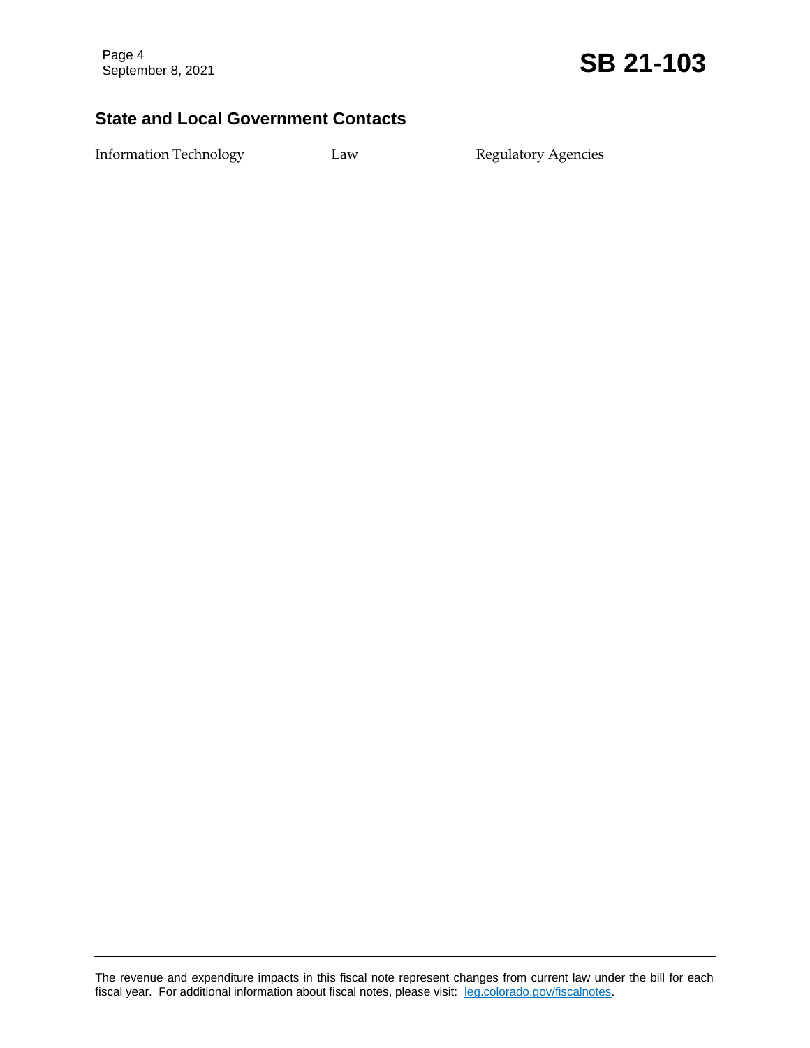## State and Local Government Contacts

Information Technology    Law    Regulatory Agencies

The revenue and expenditure impacts in this fiscal note represent changes from current law under the bill for each fiscal year. For additional information about fiscal notes, please visit: leg.colorado.gov/fiscalnotes.